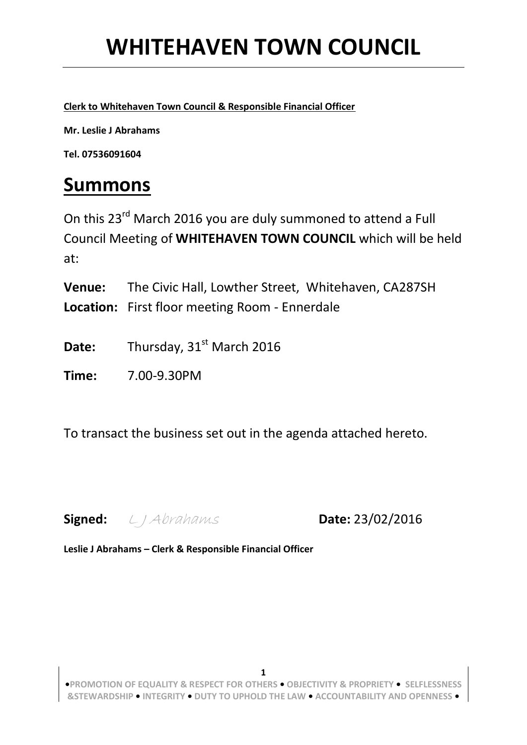# WHITEHAVEN TOWN COUNCIL

**Clerk to Whitehaven Town Council & Responsible Financial Officer**

**Mr. Leslie J Abrahams**

**Tel. 07536091604**

## Summons

On this 23rd March 2016 you are duly summoned to attend a Full Council Meeting of **WHITEHAVEN TOWN COUNCIL** which will be held at:

**Venue:** The Civic Hall, Lowther Street, Whitehaven, CA287SH
**Location:** First floor meeting Room - Ennerdale

**Date:** Thursday, 31st March 2016

**Time:** 7.00-9.30PM

To transact the business set out in the agenda attached hereto.

**Signed:** L J Abrahams **Date:** 23/02/2016

**Leslie J Abrahams – Clerk & Responsible Financial Officer**

•PROMOTION OF EQUALITY & RESPECT FOR OTHERS • OBJECTIVITY & PROPRIETY • SELFLESSNESS &STEWARDSHIP • INTEGRITY • DUTY TO UPHOLD THE LAW • ACCOUNTABILITY AND OPENNESS •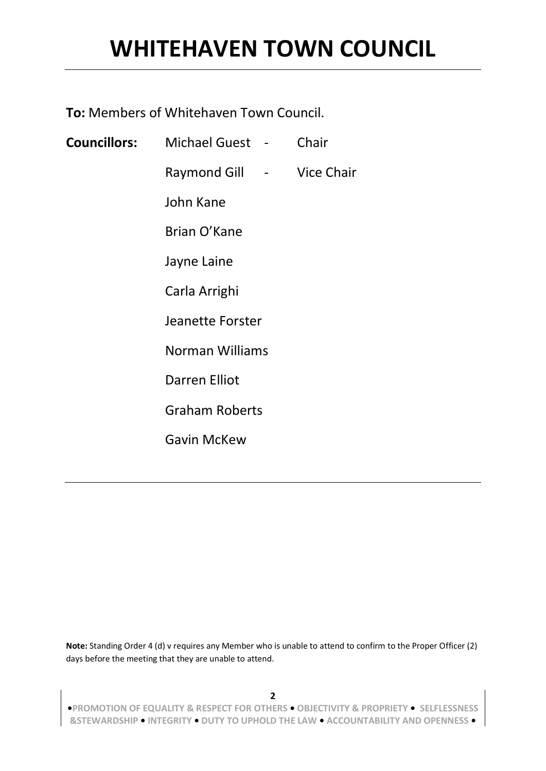# WHITEHAVEN TOWN COUNCIL

**To:** Members of Whitehaven Town Council.

| **Councillors:** | Michael Guest | - | Chair |
|---|---|---|---|
| | Raymond Gill | - | Vice Chair |
| | John Kane | | |
| | Brian O'Kane | | |
| | Jayne Laine | | |
| | Carla Arrighi | | |
| | Jeanette Forster | | |
| | Norman Williams | | |
| | Darren Elliot | | |
| | Graham Roberts | | |
| | Gavin McKew | | |

**Note:** Standing Order 4 (d) v requires any Member who is unable to attend to confirm to the Proper Officer (2) days before the meeting that they are unable to attend.

•PROMOTION OF EQUALITY & RESPECT FOR OTHERS • OBJECTIVITY & PROPRIETY • SELFLESSNESS &STEWARDSHIP • INTEGRITY • DUTY TO UPHOLD THE LAW • ACCOUNTABILITY AND OPENNESS •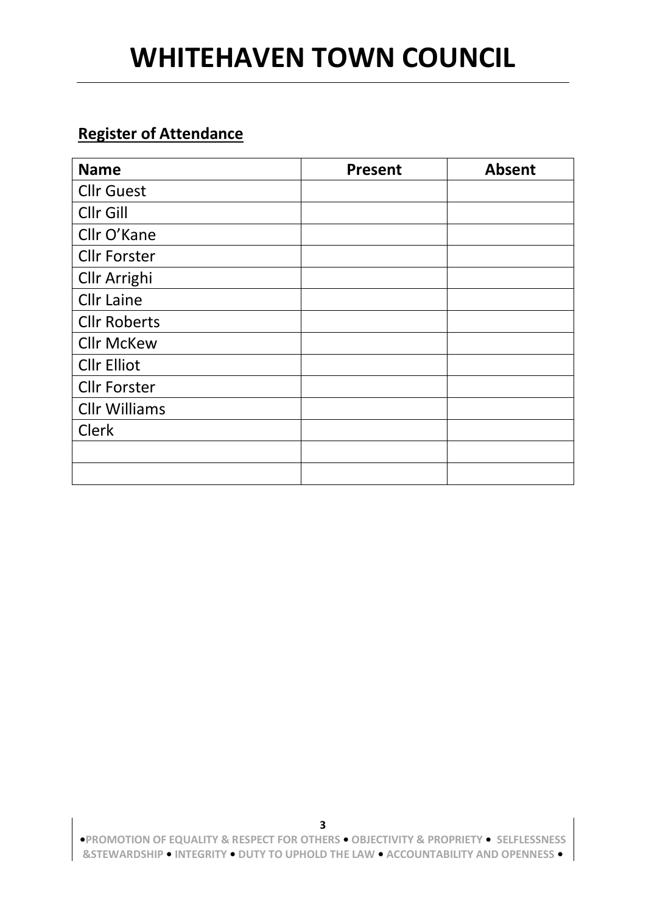# WHITEHAVEN TOWN COUNCIL

**Register of Attendance**

| Name | Present | Absent |
|---|---|---|
| Cllr Guest | | |
| Cllr Gill | | |
| Cllr O'Kane | | |
| Cllr Forster | | |
| Cllr Arrighi | | |
| Cllr Laine | | |
| Cllr Roberts | | |
| Cllr McKew | | |
| Cllr Elliot | | |
| Cllr Forster | | |
| Cllr Williams | | |
| Clerk | | |
| | | |
| | | |

•PROMOTION OF EQUALITY & RESPECT FOR OTHERS • OBJECTIVITY & PROPRIETY • SELFLESSNESS &STEWARDSHIP • INTEGRITY • DUTY TO UPHOLD THE LAW • ACCOUNTABILITY AND OPENNESS •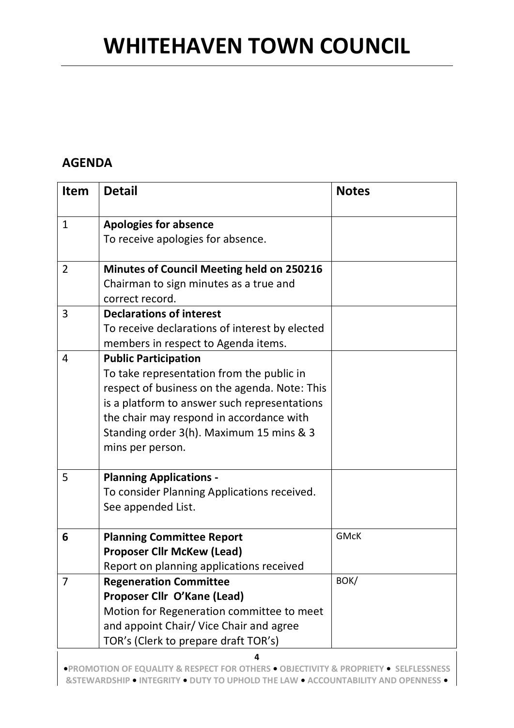# WHITEHAVEN TOWN COUNCIL

## AGENDA

| Item | Detail | Notes |
|---|---|---|
| 1 | **Apologies for absence**<br>To receive apologies for absence. | |
| 2 | **Minutes of Council Meeting held on 250216**<br>Chairman to sign minutes as a true and correct record. | |
| 3 | **Declarations of interest**<br>To receive declarations of interest by elected members in respect to Agenda items. | |
| 4 | **Public Participation**<br>To take representation from the public in respect of business on the agenda. Note: This is a platform to answer such representations the chair may respond in accordance with Standing order 3(h). Maximum 15 mins & 3 mins per person. | |
| 5 | **Planning Applications -**<br>To consider Planning Applications received. See appended List. | |
| **6** | **Planning Committee Report**<br>**Proposer Cllr McKew (Lead)**<br>Report on planning applications received | GMcK |
| 7 | **Regeneration Committee**<br>**Proposer Cllr O'Kane (Lead)**<br>Motion for Regeneration committee to meet and appoint Chair/ Vice Chair and agree TOR's (Clerk to prepare draft TOR's) | BOK/ |

•PROMOTION OF EQUALITY & RESPECT FOR OTHERS • OBJECTIVITY & PROPRIETY • SELFLESSNESS &STEWARDSHIP • INTEGRITY • DUTY TO UPHOLD THE LAW • ACCOUNTABILITY AND OPENNESS •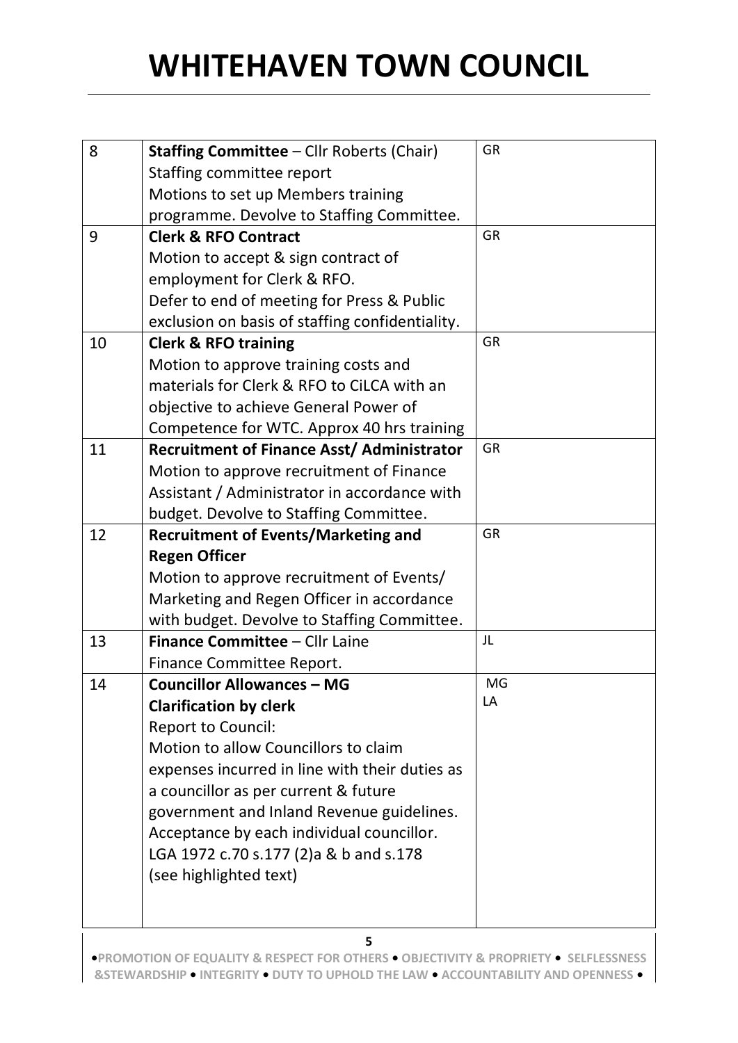# WHITEHAVEN TOWN COUNCIL

| | | |
|---|---|---|
| 8 | **Staffing Committee** – Cllr Roberts (Chair)<br>Staffing committee report<br>Motions to set up Members training programme. Devolve to Staffing Committee. | GR |
| 9 | **Clerk & RFO Contract**<br>Motion to accept & sign contract of employment for Clerk & RFO.<br>Defer to end of meeting for Press & Public exclusion on basis of staffing confidentiality. | GR |
| 10 | **Clerk & RFO training**<br>Motion to approve training costs and materials for Clerk & RFO to CiLCA with an objective to achieve General Power of Competence for WTC. Approx 40 hrs training | GR |
| 11 | **Recruitment of Finance Asst/ Administrator**<br>Motion to approve recruitment of Finance Assistant / Administrator in accordance with budget. Devolve to Staffing Committee. | GR |
| 12 | **Recruitment of Events/Marketing and Regen Officer**<br>Motion to approve recruitment of Events/ Marketing and Regen Officer in accordance with budget. Devolve to Staffing Committee. | GR |
| 13 | **Finance Committee** – Cllr Laine<br>Finance Committee Report. | JL |
| 14 | **Councillor Allowances – MG**<br>**Clarification by clerk**<br>Report to Council:<br>Motion to allow Councillors to claim expenses incurred in line with their duties as a councillor as per current & future government and Inland Revenue guidelines. Acceptance by each individual councillor.<br>LGA 1972 c.70 s.177 (2)a & b and s.178<br>(see highlighted text) | MG<br>LA |

•PROMOTION OF EQUALITY & RESPECT FOR OTHERS • OBJECTIVITY & PROPRIETY • SELFLESSNESS &STEWARDSHIP • INTEGRITY • DUTY TO UPHOLD THE LAW • ACCOUNTABILITY AND OPENNESS •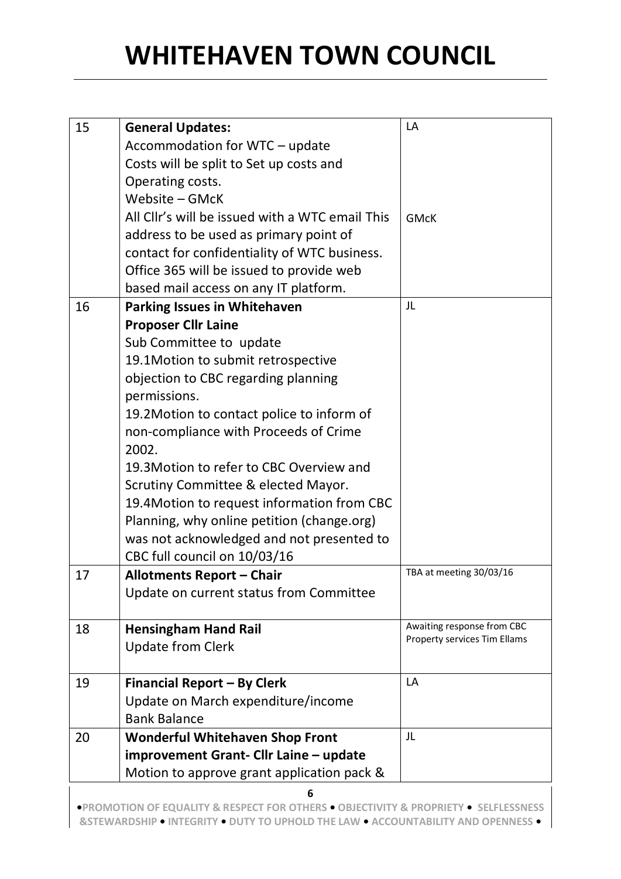# WHITEHAVEN TOWN COUNCIL

| | | |
|---|---|---|
| 15 | **General Updates:**<br>Accommodation for WTC – update<br>Costs will be split to Set up costs and Operating costs.<br>Website – GMcK<br>All Cllr's will be issued with a WTC email This address to be used as primary point of contact for confidentiality of WTC business. Office 365 will be issued to provide web based mail access on any IT platform. | LA<br><br><br><br>GMcK |
| 16 | **Parking Issues in Whitehaven**<br>**Proposer Cllr Laine**<br>Sub Committee to update<br>19.1Motion to submit retrospective objection to CBC regarding planning permissions.<br>19.2Motion to contact police to inform of non-compliance with Proceeds of Crime 2002.<br>19.3Motion to refer to CBC Overview and Scrutiny Committee & elected Mayor.<br>19.4Motion to request information from CBC Planning, why online petition (change.org) was not acknowledged and not presented to CBC full council on 10/03/16 | JL |
| 17 | **Allotments Report – Chair**<br>Update on current status from Committee | TBA at meeting 30/03/16 |
| 18 | **Hensingham Hand Rail**<br>Update from Clerk | Awaiting response from CBC Property services Tim Ellams |
| 19 | **Financial Report – By Clerk**<br>Update on March expenditure/income<br>Bank Balance | LA |
| 20 | **Wonderful Whitehaven Shop Front improvement Grant- Cllr Laine – update**<br>Motion to approve grant application pack & | JL |

•PROMOTION OF EQUALITY & RESPECT FOR OTHERS • OBJECTIVITY & PROPRIETY • SELFLESSNESS &STEWARDSHIP • INTEGRITY • DUTY TO UPHOLD THE LAW • ACCOUNTABILITY AND OPENNESS •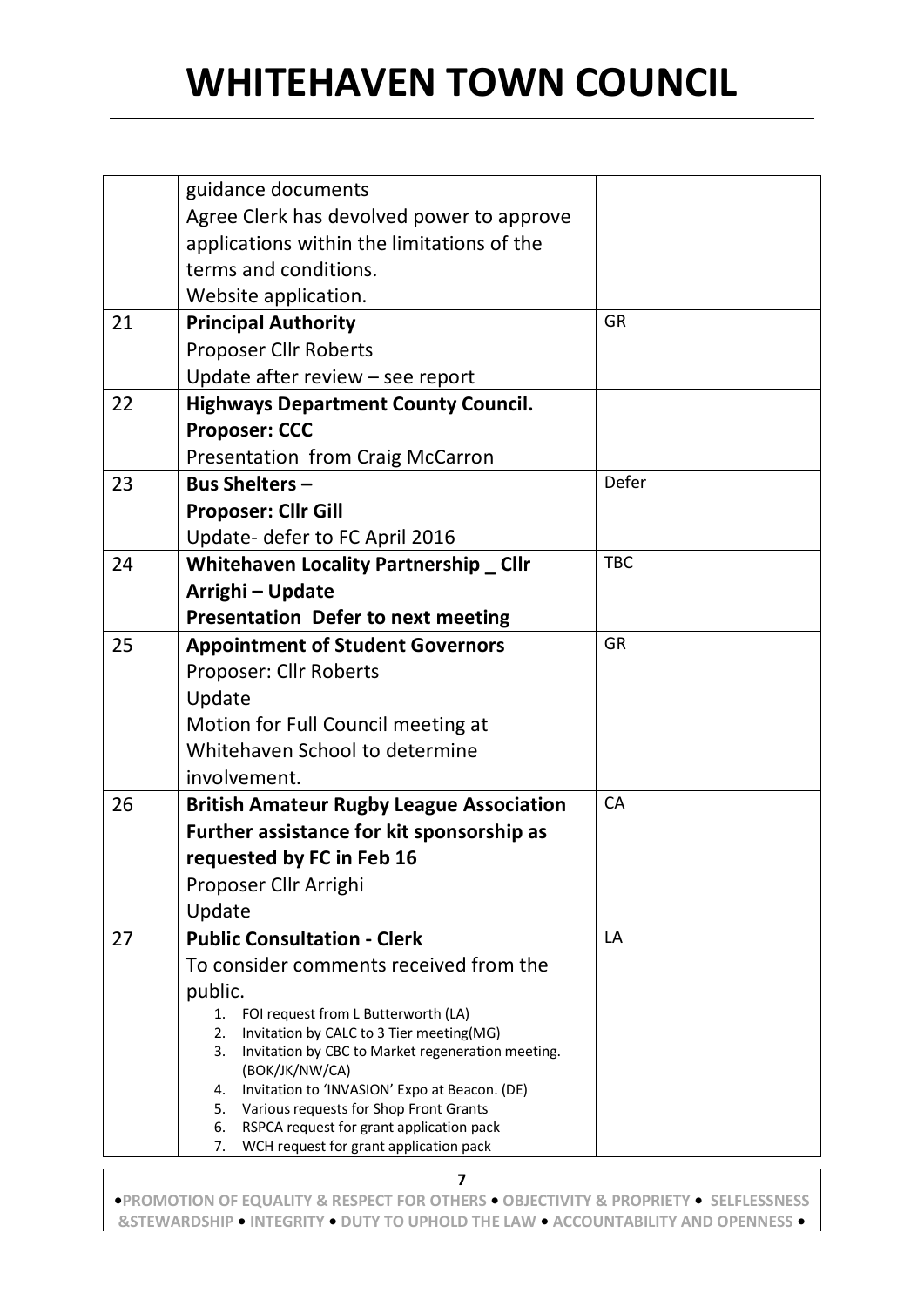# WHITEHAVEN TOWN COUNCIL

| | | |
|---|---|---|
| | guidance documents<br>Agree Clerk has devolved power to approve applications within the limitations of the terms and conditions.<br>Website application. | |
| 21 | **Principal Authority**<br>Proposer Cllr Roberts<br>Update after review – see report | GR |
| 22 | **Highways Department County Council.**<br>**Proposer: CCC**<br>Presentation from Craig McCarron | |
| 23 | **Bus Shelters –**<br>**Proposer: Cllr Gill**<br>Update- defer to FC April 2016 | Defer |
| 24 | **Whitehaven Locality Partnership _ Cllr Arrighi – Update**<br>**Presentation Defer to next meeting** | TBC |
| 25 | **Appointment of Student Governors**<br>Proposer: Cllr Roberts<br>Update<br>Motion for Full Council meeting at Whitehaven School to determine involvement. | GR |
| 26 | **British Amateur Rugby League Association**<br>**Further assistance for kit sponsorship as requested by FC in Feb 16**<br>Proposer Cllr Arrighi<br>Update | CA |
| 27 | **Public Consultation - Clerk**<br>To consider comments received from the public.<br>1. FOI request from L Butterworth (LA)<br>2. Invitation by CALC to 3 Tier meeting(MG)<br>3. Invitation by CBC to Market regeneration meeting. (BOK/JK/NW/CA)<br>4. Invitation to 'INVASION' Expo at Beacon. (DE)<br>5. Various requests for Shop Front Grants<br>6. RSPCA request for grant application pack<br>7. WCH request for grant application pack | LA |

•PROMOTION OF EQUALITY & RESPECT FOR OTHERS • OBJECTIVITY & PROPRIETY • SELFLESSNESS &STEWARDSHIP • INTEGRITY • DUTY TO UPHOLD THE LAW • ACCOUNTABILITY AND OPENNESS •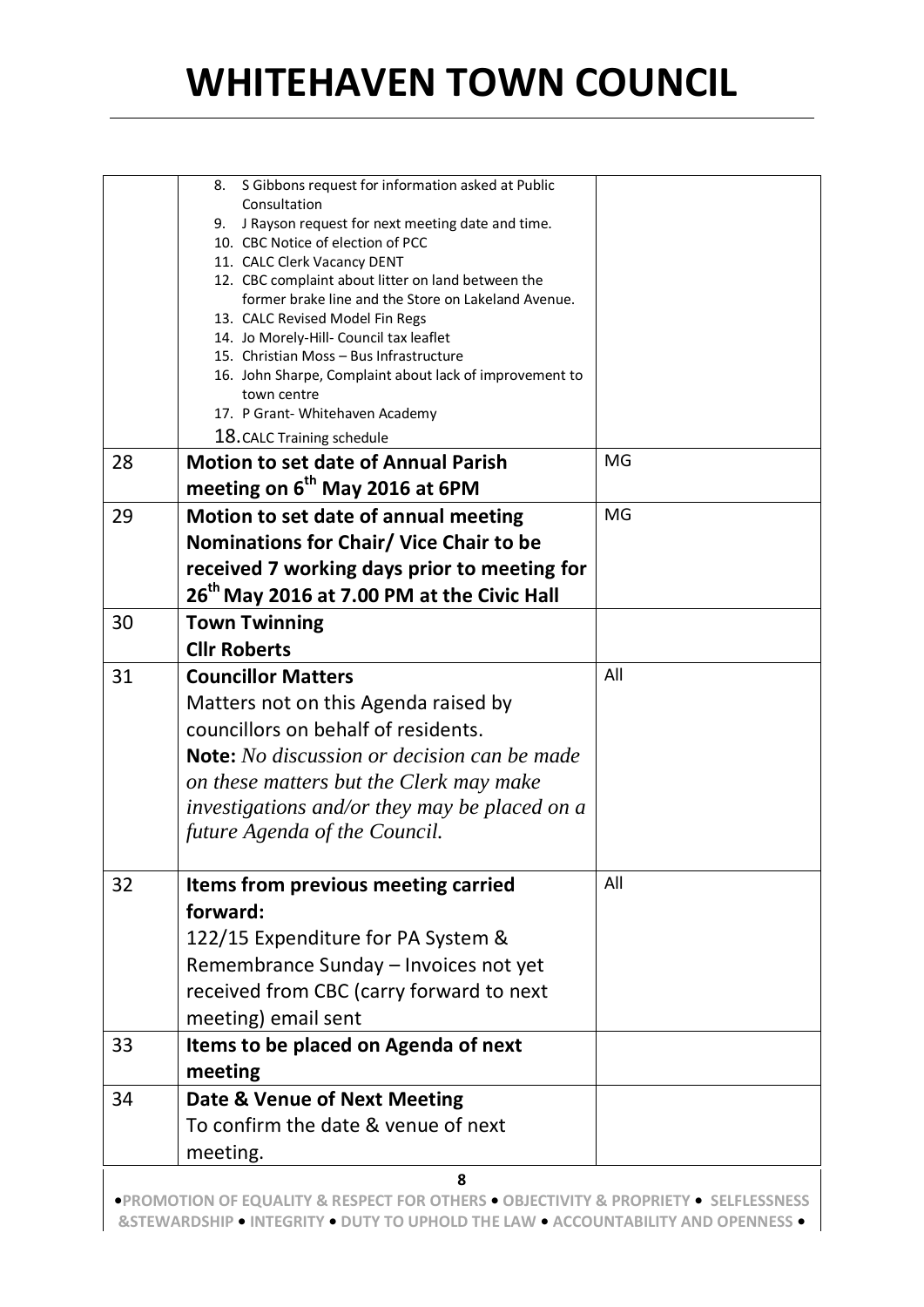| | | |
|---|---|---|
| | 8. S Gibbons request for information asked at Public Consultation<br>9. J Rayson request for next meeting date and time.<br>10. CBC Notice of election of PCC<br>11. CALC Clerk Vacancy DENT<br>12. CBC complaint about litter on land between the former brake line and the Store on Lakeland Avenue.<br>13. CALC Revised Model Fin Regs<br>14. Jo Morely-Hill- Council tax leaflet<br>15. Christian Moss – Bus Infrastructure<br>16. John Sharpe, Complaint about lack of improvement to town centre<br>17. P Grant- Whitehaven Academy<br>18. CALC Training schedule | |
| 28 | **Motion to set date of Annual Parish meeting on 6th May 2016 at 6PM** | MG |
| 29 | **Motion to set date of annual meeting Nominations for Chair/ Vice Chair to be received 7 working days prior to meeting for 26th May 2016 at 7.00 PM at the Civic Hall** | MG |
| 30 | **Town Twinning**<br>**Cllr Roberts** | |
| 31 | **Councillor Matters**<br>Matters not on this Agenda raised by councillors on behalf of residents.<br>**Note:** *No discussion or decision can be made on these matters but the Clerk may make investigations and/or they may be placed on a future Agenda of the Council.* | All |
| 32 | **Items from previous meeting carried forward:**<br>122/15 Expenditure for PA System & Remembrance Sunday – Invoices not yet received from CBC (carry forward to next meeting) email sent | All |
| 33 | **Items to be placed on Agenda of next meeting** | |
| 34 | **Date & Venue of Next Meeting**<br>To confirm the date & venue of next meeting. | |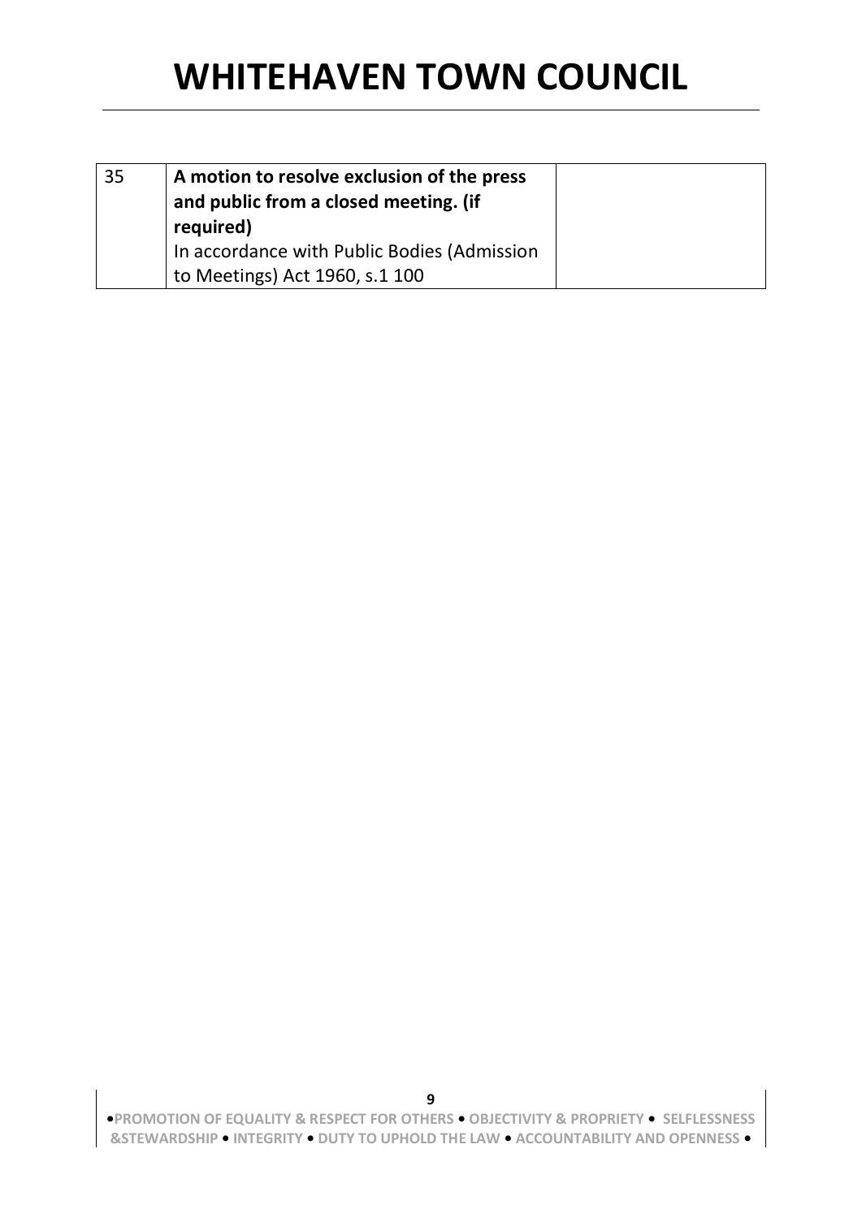| 35 | **A motion to resolve exclusion of the press and public from a closed meeting. (if required)**<br>In accordance with Public Bodies (Admission to Meetings) Act 1960, s.1 100 | |
|---|---|---|